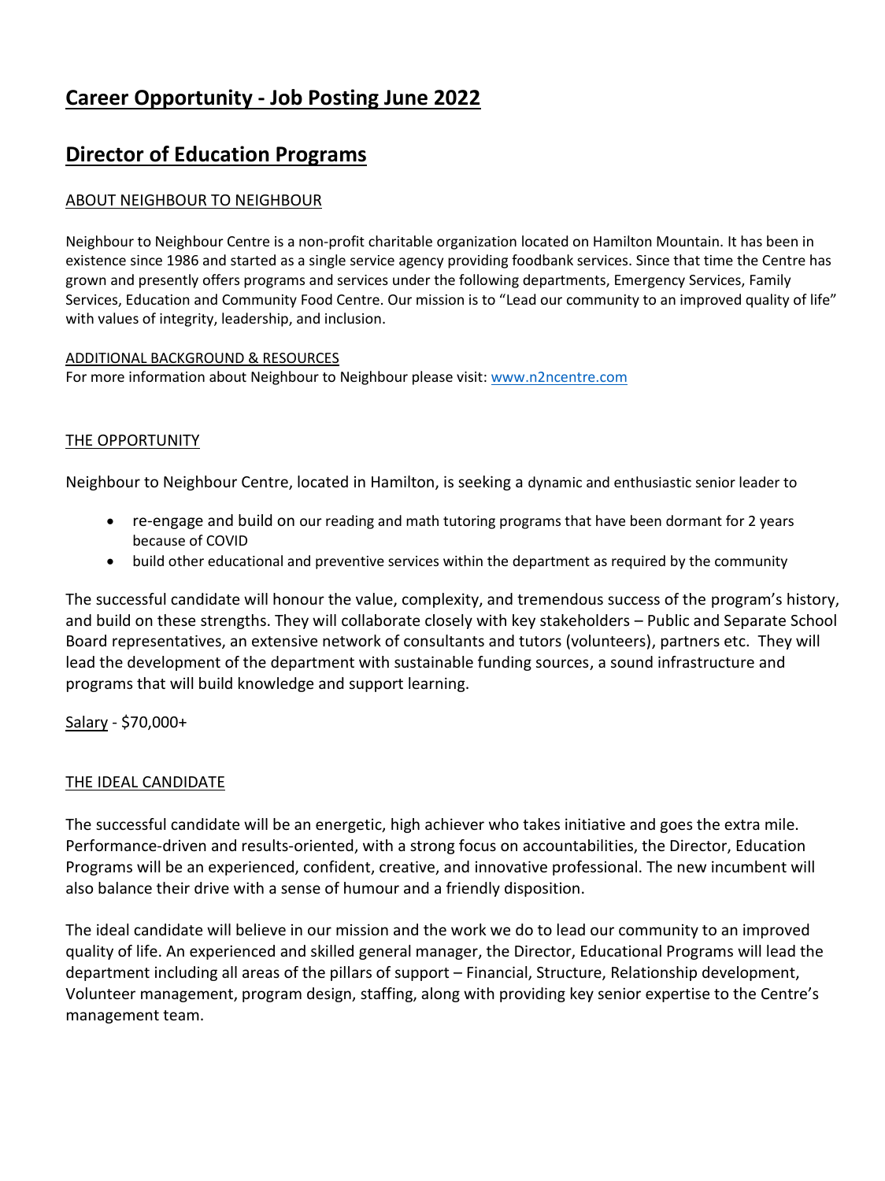# Career Opportunity - Job Posting June 2022

## Director of Education Programs

ABOUT NEIGHBOUR TO NEIGHBOUR

Neighbour to Neighbour Centre is a non-profit charitable organization located on Hamilton Mountain. It has been in existence since 1986 and started as a single service agency providing foodbank services. Since that time the Centre has grown and presently offers programs and services under the following departments, Emergency Services, Family Services, Education and Community Food Centre. Our mission is to "Lead our community to an improved quality of life" with values of integrity, leadership, and inclusion.

ADDITIONAL BACKGROUND & RESOURCES
For more information about Neighbour to Neighbour please visit: [www.n2ncentre.com](http://www.n2ncentre.com)

THE OPPORTUNITY

Neighbour to Neighbour Centre, located in Hamilton, is seeking a dynamic and enthusiastic senior leader to

- re-engage and build on our reading and math tutoring programs that have been dormant for 2 years because of COVID
- build other educational and preventive services within the department as required by the community

The successful candidate will honour the value, complexity, and tremendous success of the program's history, and build on these strengths. They will collaborate closely with key stakeholders – Public and Separate School Board representatives, an extensive network of consultants and tutors (volunteers), partners etc. They will lead the development of the department with sustainable funding sources, a sound infrastructure and programs that will build knowledge and support learning.

Salary - $70,000+

THE IDEAL CANDIDATE

The successful candidate will be an energetic, high achiever who takes initiative and goes the extra mile. Performance-driven and results-oriented, with a strong focus on accountabilities, the Director, Education Programs will be an experienced, confident, creative, and innovative professional. The new incumbent will also balance their drive with a sense of humour and a friendly disposition.

The ideal candidate will believe in our mission and the work we do to lead our community to an improved quality of life. An experienced and skilled general manager, the Director, Educational Programs will lead the department including all areas of the pillars of support – Financial, Structure, Relationship development, Volunteer management, program design, staffing, along with providing key senior expertise to the Centre's management team.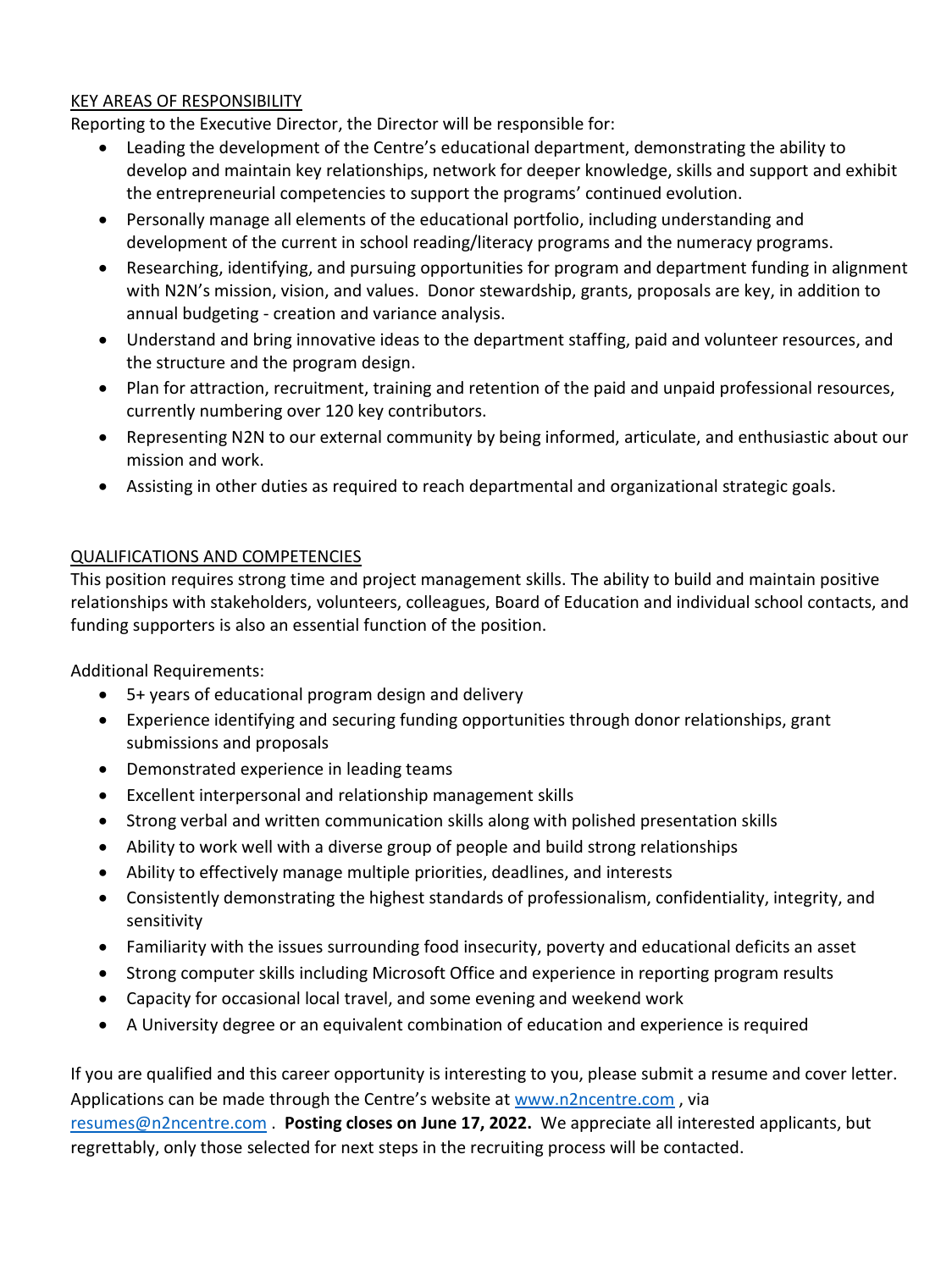## KEY AREAS OF RESPONSIBILITY

Reporting to the Executive Director, the Director will be responsible for:

- Leading the development of the Centre's educational department, demonstrating the ability to develop and maintain key relationships, network for deeper knowledge, skills and support and exhibit the entrepreneurial competencies to support the programs' continued evolution.
- Personally manage all elements of the educational portfolio, including understanding and development of the current in school reading/literacy programs and the numeracy programs.
- Researching, identifying, and pursuing opportunities for program and department funding in alignment with N2N's mission, vision, and values. Donor stewardship, grants, proposals are key, in addition to annual budgeting - creation and variance analysis.
- Understand and bring innovative ideas to the department staffing, paid and volunteer resources, and the structure and the program design.
- Plan for attraction, recruitment, training and retention of the paid and unpaid professional resources, currently numbering over 120 key contributors.
- Representing N2N to our external community by being informed, articulate, and enthusiastic about our mission and work.
- Assisting in other duties as required to reach departmental and organizational strategic goals.

## QUALIFICATIONS AND COMPETENCIES

This position requires strong time and project management skills. The ability to build and maintain positive relationships with stakeholders, volunteers, colleagues, Board of Education and individual school contacts, and funding supporters is also an essential function of the position.

Additional Requirements:

- 5+ years of educational program design and delivery
- Experience identifying and securing funding opportunities through donor relationships, grant submissions and proposals
- Demonstrated experience in leading teams
- Excellent interpersonal and relationship management skills
- Strong verbal and written communication skills along with polished presentation skills
- Ability to work well with a diverse group of people and build strong relationships
- Ability to effectively manage multiple priorities, deadlines, and interests
- Consistently demonstrating the highest standards of professionalism, confidentiality, integrity, and sensitivity
- Familiarity with the issues surrounding food insecurity, poverty and educational deficits an asset
- Strong computer skills including Microsoft Office and experience in reporting program results
- Capacity for occasional local travel, and some evening and weekend work
- A University degree or an equivalent combination of education and experience is required

If you are qualified and this career opportunity is interesting to you, please submit a resume and cover letter. Applications can be made through the Centre's website at [www.n2ncentre.com](http://www.n2ncentre.com) , via [resumes@n2ncentre.com](mailto:resumes@n2ncentre.com) . **Posting closes on June 17, 2022.** We appreciate all interested applicants, but regrettably, only those selected for next steps in the recruiting process will be contacted.